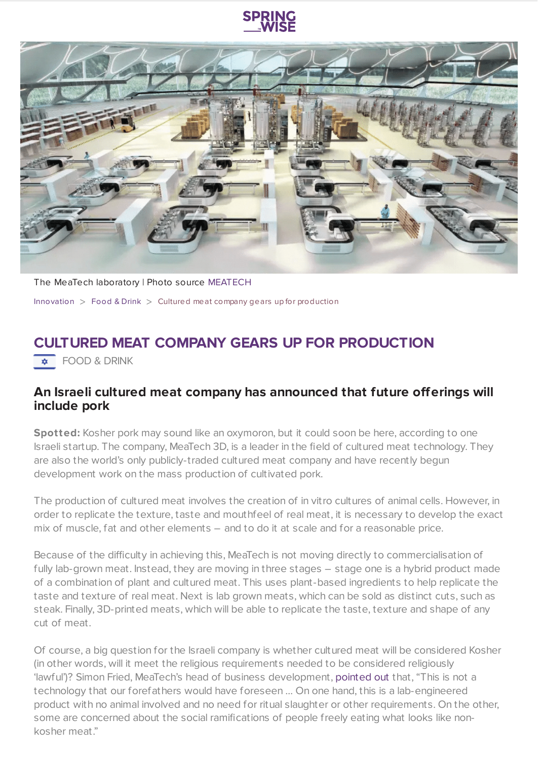SPRING WISE

The MeaTech laboratory | Photo source MEATECH

Innovation > Food & Drink > Cultured meat company gears up for production

# CULTURED MEAT COMPANY GEARS UP FOR PRODUCTION

FOOD & DRINK

## An Israeli cultured meat company has announced that future offerings will include pork

**Spotted:** Kosher pork may sound like an oxymoron, but it could soon be here, according to one Israeli startup. The company, MeaTech 3D, is a leader in the field of cultured meat technology. They are also the world's only publicly-traded cultured meat company and have recently begun development work on the mass production of cultivated pork.

The production of cultured meat involves the creation of in vitro cultures of animal cells. However, in order to replicate the texture, taste and mouthfeel of real meat, it is necessary to develop the exact mix of muscle, fat and other elements – and to do it at scale and for a reasonable price.

Because of the difficulty in achieving this, MeaTech is not moving directly to commercialisation of fully lab-grown meat. Instead, they are moving in three stages – stage one is a hybrid product made of a combination of plant and cultured meat. This uses plant-based ingredients to help replicate the taste and texture of real meat. Next is lab grown meats, which can be sold as distinct cuts, such as steak. Finally, 3D-printed meats, which will be able to replicate the taste, texture and shape of any cut of meat.

Of course, a big question for the Israeli company is whether cultured meat will be considered Kosher (in other words, will it meet the religious requirements needed to be considered religiously 'lawful')? Simon Fried, MeaTech's head of business development, pointed out that, "This is not a technology that our forefathers would have foreseen … On one hand, this is a lab-engineered product with no animal involved and no need for ritual slaughter or other requirements. On the other, some are concerned about the social ramifications of people freely eating what looks like non-kosher meat."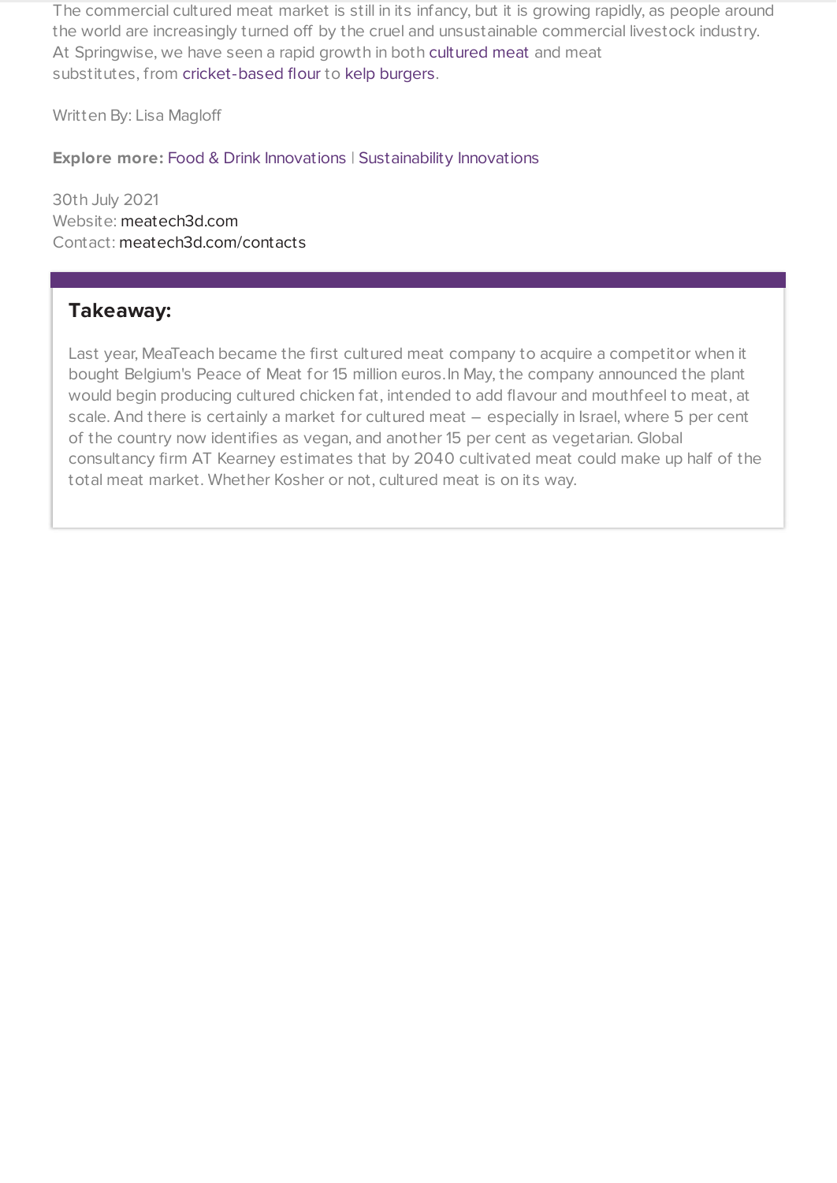The commercial cultured meat market is still in its infancy, but it is growing rapidly, as people around the world are increasingly turned off by the cruel and unsustainable commercial livestock industry. At Springwise, we have seen a rapid growth in both cultured meat and meat substitutes, from cricket-based flour to kelp burgers.

Written By: Lisa Magloff

**Explore more:** Food & Drink Innovations | Sustainability Innovations

30th July 2021
Website: meatech3d.com
Contact: meatech3d.com/contacts

### Takeaway:

Last year, MeaTeach became the first cultured meat company to acquire a competitor when it bought Belgium's Peace of Meat for 15 million euros. In May, the company announced the plant would begin producing cultured chicken fat, intended to add flavour and mouthfeel to meat, at scale. And there is certainly a market for cultured meat – especially in Israel, where 5 per cent of the country now identifies as vegan, and another 15 per cent as vegetarian. Global consultancy firm AT Kearney estimates that by 2040 cultivated meat could make up half of the total meat market. Whether Kosher or not, cultured meat is on its way.